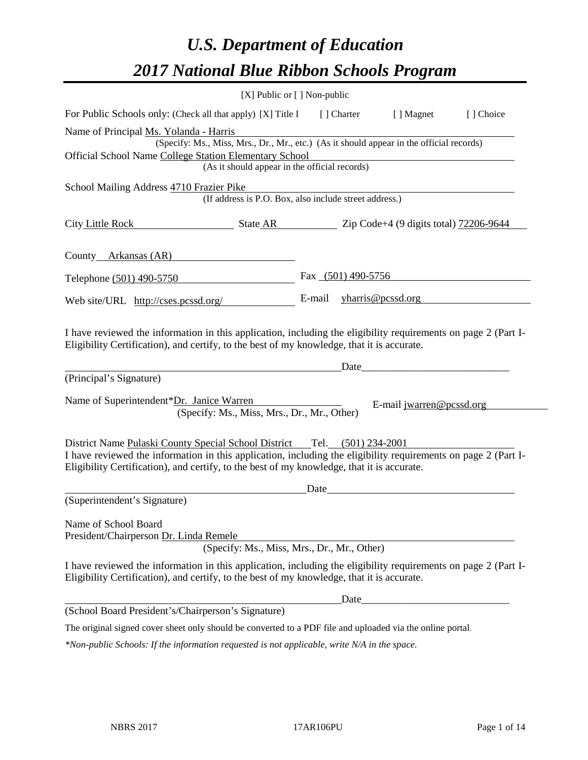# *U.S. Department of Education*

# *2017 National Blue Ribbon Schools Program*

[X] Public or [ ] Non-public

For Public Schools only: (Check all that apply) [X] Title I [ ] Charter [ ] Magnet [ ] Choice

Name of Principal Ms. Yolanda - Harris
(Specify: Ms., Miss, Mrs., Dr., Mr., etc.) (As it should appear in the official records)

Official School Name College Station Elementary School
(As it should appear in the official records)

School Mailing Address 4710 Frazier Pike
(If address is P.O. Box, also include street address.)

City Little Rock State AR Zip Code+4 (9 digits total) 72206-9644

County Arkansas (AR)

Telephone (501) 490-5750 Fax (501) 490-5756

Web site/URL http://cses.pcssd.org/ E-mail yharris@pcssd.org

I have reviewed the information in this application, including the eligibility requirements on page 2 (Part I-Eligibility Certification), and certify, to the best of my knowledge, that it is accurate.

_______________________________________________ Date_________________________
(Principal's Signature)

Name of Superintendent*Dr. Janice Warren E-mail jwarren@pcssd.org
(Specify: Ms., Miss, Mrs., Dr., Mr., Other)

District Name Pulaski County Special School District Tel. (501) 234-2001

I have reviewed the information in this application, including the eligibility requirements on page 2 (Part I-Eligibility Certification), and certify, to the best of my knowledge, that it is accurate.

_______________________________________________ Date_________________________
(Superintendent's Signature)

Name of School Board
President/Chairperson Dr. Linda Remele
(Specify: Ms., Miss, Mrs., Dr., Mr., Other)

I have reviewed the information in this application, including the eligibility requirements on page 2 (Part I-Eligibility Certification), and certify, to the best of my knowledge, that it is accurate.

_______________________________________________ Date_________________________
(School Board President's/Chairperson's Signature)

The original signed cover sheet only should be converted to a PDF file and uploaded via the online portal.

*\*Non-public Schools: If the information requested is not applicable, write N/A in the space.*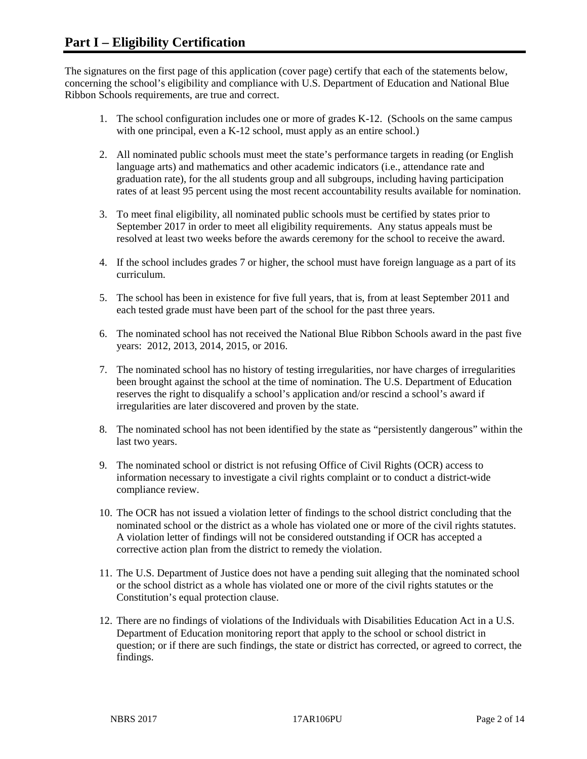# Part I – Eligibility Certification

The signatures on the first page of this application (cover page) certify that each of the statements below, concerning the school's eligibility and compliance with U.S. Department of Education and National Blue Ribbon Schools requirements, are true and correct.

1. The school configuration includes one or more of grades K-12. (Schools on the same campus with one principal, even a K-12 school, must apply as an entire school.)

2. All nominated public schools must meet the state's performance targets in reading (or English language arts) and mathematics and other academic indicators (i.e., attendance rate and graduation rate), for the all students group and all subgroups, including having participation rates of at least 95 percent using the most recent accountability results available for nomination.

3. To meet final eligibility, all nominated public schools must be certified by states prior to September 2017 in order to meet all eligibility requirements. Any status appeals must be resolved at least two weeks before the awards ceremony for the school to receive the award.

4. If the school includes grades 7 or higher, the school must have foreign language as a part of its curriculum.

5. The school has been in existence for five full years, that is, from at least September 2011 and each tested grade must have been part of the school for the past three years.

6. The nominated school has not received the National Blue Ribbon Schools award in the past five years: 2012, 2013, 2014, 2015, or 2016.

7. The nominated school has no history of testing irregularities, nor have charges of irregularities been brought against the school at the time of nomination. The U.S. Department of Education reserves the right to disqualify a school's application and/or rescind a school's award if irregularities are later discovered and proven by the state.

8. The nominated school has not been identified by the state as "persistently dangerous" within the last two years.

9. The nominated school or district is not refusing Office of Civil Rights (OCR) access to information necessary to investigate a civil rights complaint or to conduct a district-wide compliance review.

10. The OCR has not issued a violation letter of findings to the school district concluding that the nominated school or the district as a whole has violated one or more of the civil rights statutes. A violation letter of findings will not be considered outstanding if OCR has accepted a corrective action plan from the district to remedy the violation.

11. The U.S. Department of Justice does not have a pending suit alleging that the nominated school or the school district as a whole has violated one or more of the civil rights statutes or the Constitution's equal protection clause.

12. There are no findings of violations of the Individuals with Disabilities Education Act in a U.S. Department of Education monitoring report that apply to the school or school district in question; or if there are such findings, the state or district has corrected, or agreed to correct, the findings.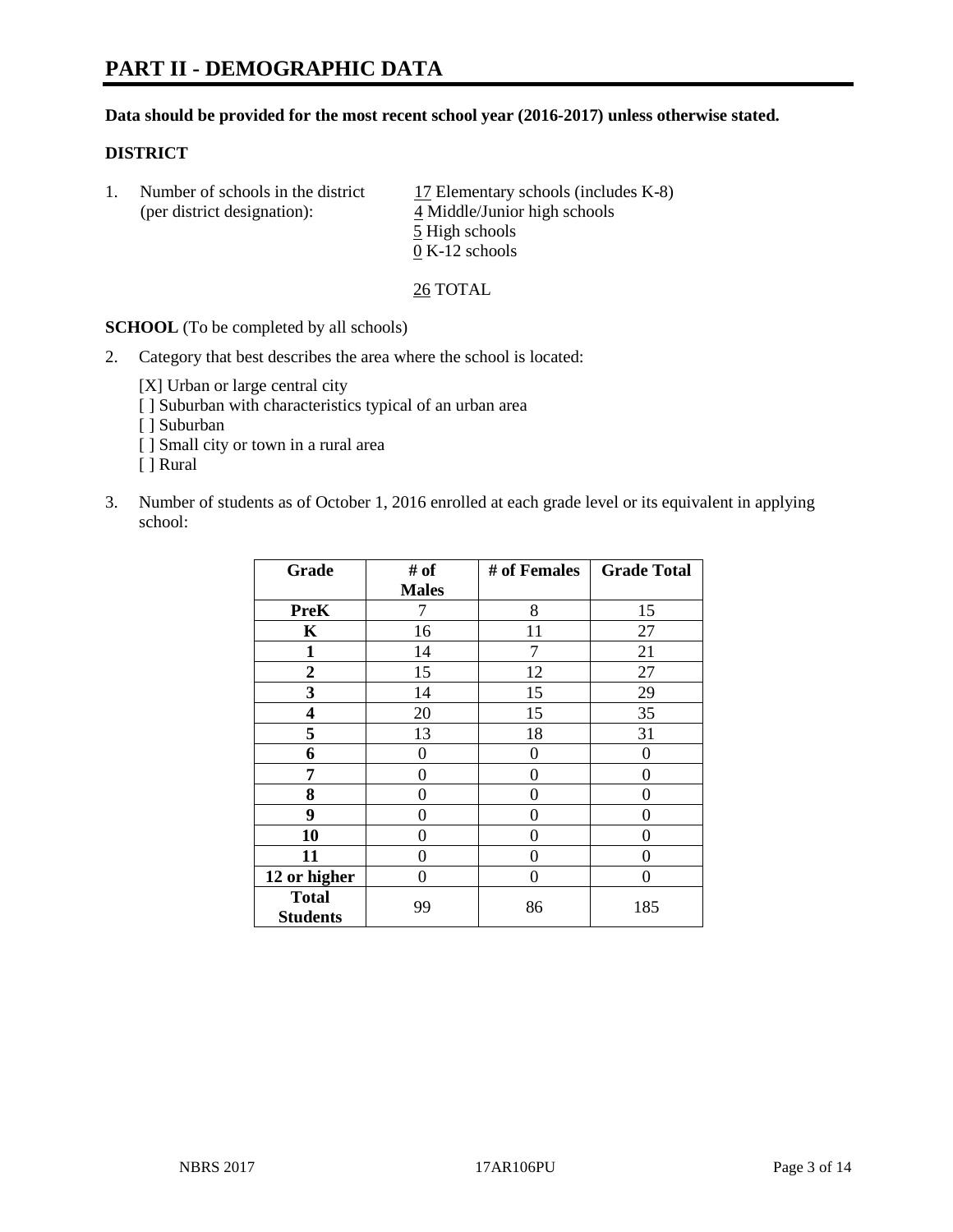# PART II - DEMOGRAPHIC DATA

**Data should be provided for the most recent school year (2016-2017) unless otherwise stated.**

## DISTRICT

1. Number of schools in the district (per district designation):
   17 Elementary schools (includes K-8)
   4 Middle/Junior high schools
   5 High schools
   0 K-12 schools

   26 TOTAL

**SCHOOL** (To be completed by all schools)

2. Category that best describes the area where the school is located:

   [X] Urban or large central city
   [ ] Suburban with characteristics typical of an urban area
   [ ] Suburban
   [ ] Small city or town in a rural area
   [ ] Rural

3. Number of students as of October 1, 2016 enrolled at each grade level or its equivalent in applying school:

| Grade | # of Males | # of Females | Grade Total |
|---|---|---|---|
| **PreK** | 7 | 8 | 15 |
| **K** | 16 | 11 | 27 |
| **1** | 14 | 7 | 21 |
| **2** | 15 | 12 | 27 |
| **3** | 14 | 15 | 29 |
| **4** | 20 | 15 | 35 |
| **5** | 13 | 18 | 31 |
| **6** | 0 | 0 | 0 |
| **7** | 0 | 0 | 0 |
| **8** | 0 | 0 | 0 |
| **9** | 0 | 0 | 0 |
| **10** | 0 | 0 | 0 |
| **11** | 0 | 0 | 0 |
| **12 or higher** | 0 | 0 | 0 |
| **Total Students** | 99 | 86 | 185 |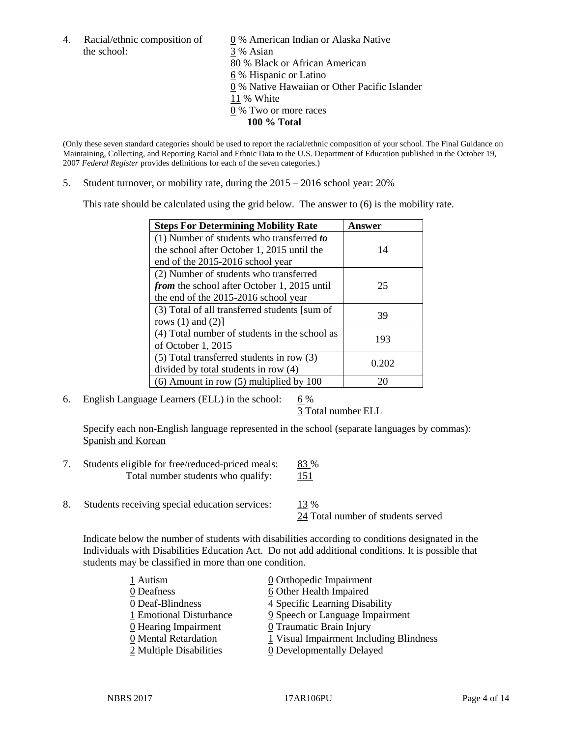4. Racial/ethnic composition of the school:

0 % American Indian or Alaska Native
3 % Asian
80 % Black or African American
6 % Hispanic or Latino
0 % Native Hawaiian or Other Pacific Islander
11 % White
0 % Two or more races
**100 % Total**

(Only these seven standard categories should be used to report the racial/ethnic composition of your school. The Final Guidance on Maintaining, Collecting, and Reporting Racial and Ethnic Data to the U.S. Department of Education published in the October 19, 2007 *Federal Register* provides definitions for each of the seven categories.)

5. Student turnover, or mobility rate, during the 2015 – 2016 school year: 20%

This rate should be calculated using the grid below. The answer to (6) is the mobility rate.

| Steps For Determining Mobility Rate | Answer |
|---|---|
| (1) Number of students who transferred ***to*** the school after October 1, 2015 until the end of the 2015-2016 school year | 14 |
| (2) Number of students who transferred ***from*** the school after October 1, 2015 until the end of the 2015-2016 school year | 25 |
| (3) Total of all transferred students [sum of rows (1) and (2)] | 39 |
| (4) Total number of students in the school as of October 1, 2015 | 193 |
| (5) Total transferred students in row (3) divided by total students in row (4) | 0.202 |
| (6) Amount in row (5) multiplied by 100 | 20 |

6. English Language Learners (ELL) in the school: 6 %
3 Total number ELL

Specify each non-English language represented in the school (separate languages by commas):
Spanish and Korean

7. Students eligible for free/reduced-priced meals: 83 %
Total number students who qualify: 151

8. Students receiving special education services: 13 %
24 Total number of students served

Indicate below the number of students with disabilities according to conditions designated in the Individuals with Disabilities Education Act. Do not add additional conditions. It is possible that students may be classified in more than one condition.

1 Autism
0 Deafness
0 Deaf-Blindness
1 Emotional Disturbance
0 Hearing Impairment
0 Mental Retardation
2 Multiple Disabilities
0 Orthopedic Impairment
6 Other Health Impaired
4 Specific Learning Disability
9 Speech or Language Impairment
0 Traumatic Brain Injury
1 Visual Impairment Including Blindness
0 Developmentally Delayed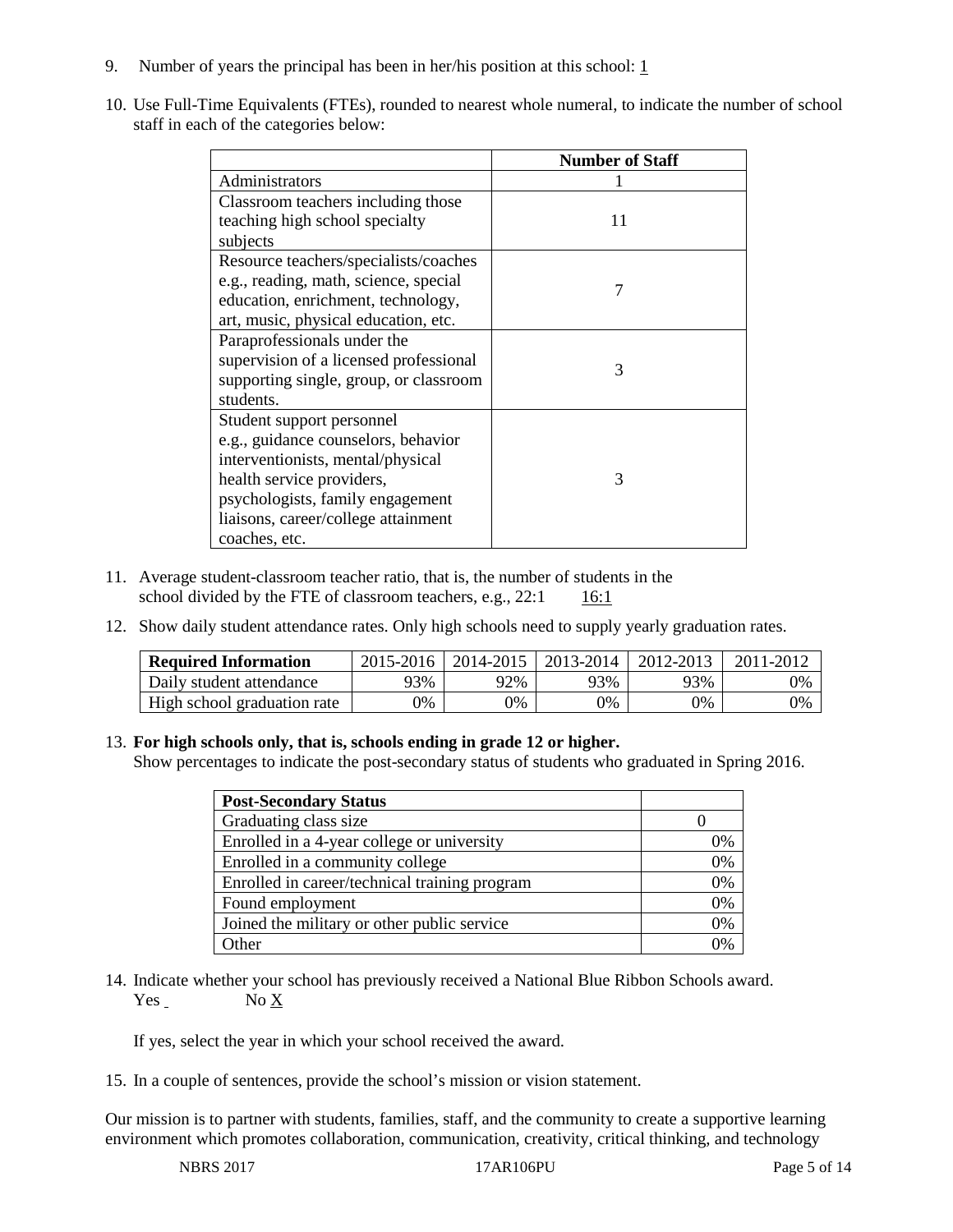9. Number of years the principal has been in her/his position at this school: 1

10. Use Full-Time Equivalents (FTEs), rounded to nearest whole numeral, to indicate the number of school staff in each of the categories below:

| | Number of Staff |
|---|---|
| Administrators | 1 |
| Classroom teachers including those teaching high school specialty subjects | 11 |
| Resource teachers/specialists/coaches e.g., reading, math, science, special education, enrichment, technology, art, music, physical education, etc. | 7 |
| Paraprofessionals under the supervision of a licensed professional supporting single, group, or classroom students. | 3 |
| Student support personnel e.g., guidance counselors, behavior interventionists, mental/physical health service providers, psychologists, family engagement liaisons, career/college attainment coaches, etc. | 3 |

11. Average student-classroom teacher ratio, that is, the number of students in the school divided by the FTE of classroom teachers, e.g., 22:1 16:1

12. Show daily student attendance rates. Only high schools need to supply yearly graduation rates.

| Required Information | 2015-2016 | 2014-2015 | 2013-2014 | 2012-2013 | 2011-2012 |
|---|---|---|---|---|---|
| Daily student attendance | 93% | 92% | 93% | 93% | 0% |
| High school graduation rate | 0% | 0% | 0% | 0% | 0% |

13. **For high schools only, that is, schools ending in grade 12 or higher.**
Show percentages to indicate the post-secondary status of students who graduated in Spring 2016.

| Post-Secondary Status | |
|---|---|
| Graduating class size | 0 |
| Enrolled in a 4-year college or university | 0% |
| Enrolled in a community college | 0% |
| Enrolled in career/technical training program | 0% |
| Found employment | 0% |
| Joined the military or other public service | 0% |
| Other | 0% |

14. Indicate whether your school has previously received a National Blue Ribbon Schools award.
Yes No X

If yes, select the year in which your school received the award.

15. In a couple of sentences, provide the school's mission or vision statement.

Our mission is to partner with students, families, staff, and the community to create a supportive learning environment which promotes collaboration, communication, creativity, critical thinking, and technology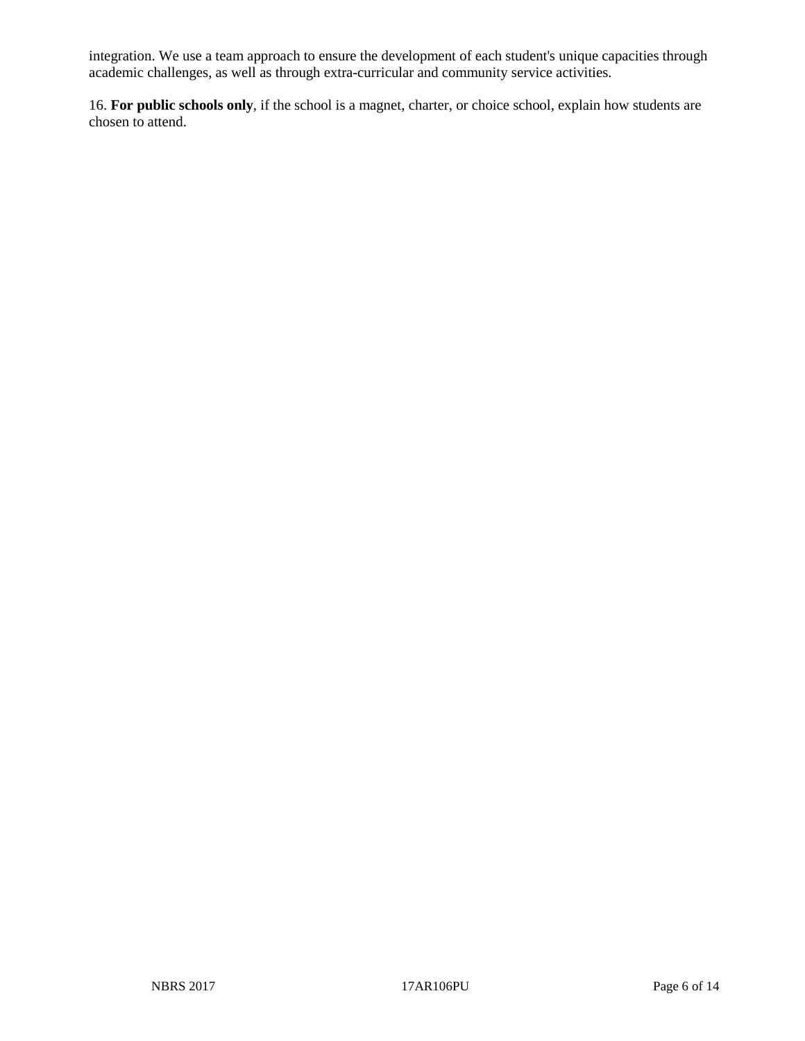integration. We use a team approach to ensure the development of each student's unique capacities through academic challenges, as well as through extra-curricular and community service activities.

16. **For public schools only**, if the school is a magnet, charter, or choice school, explain how students are chosen to attend.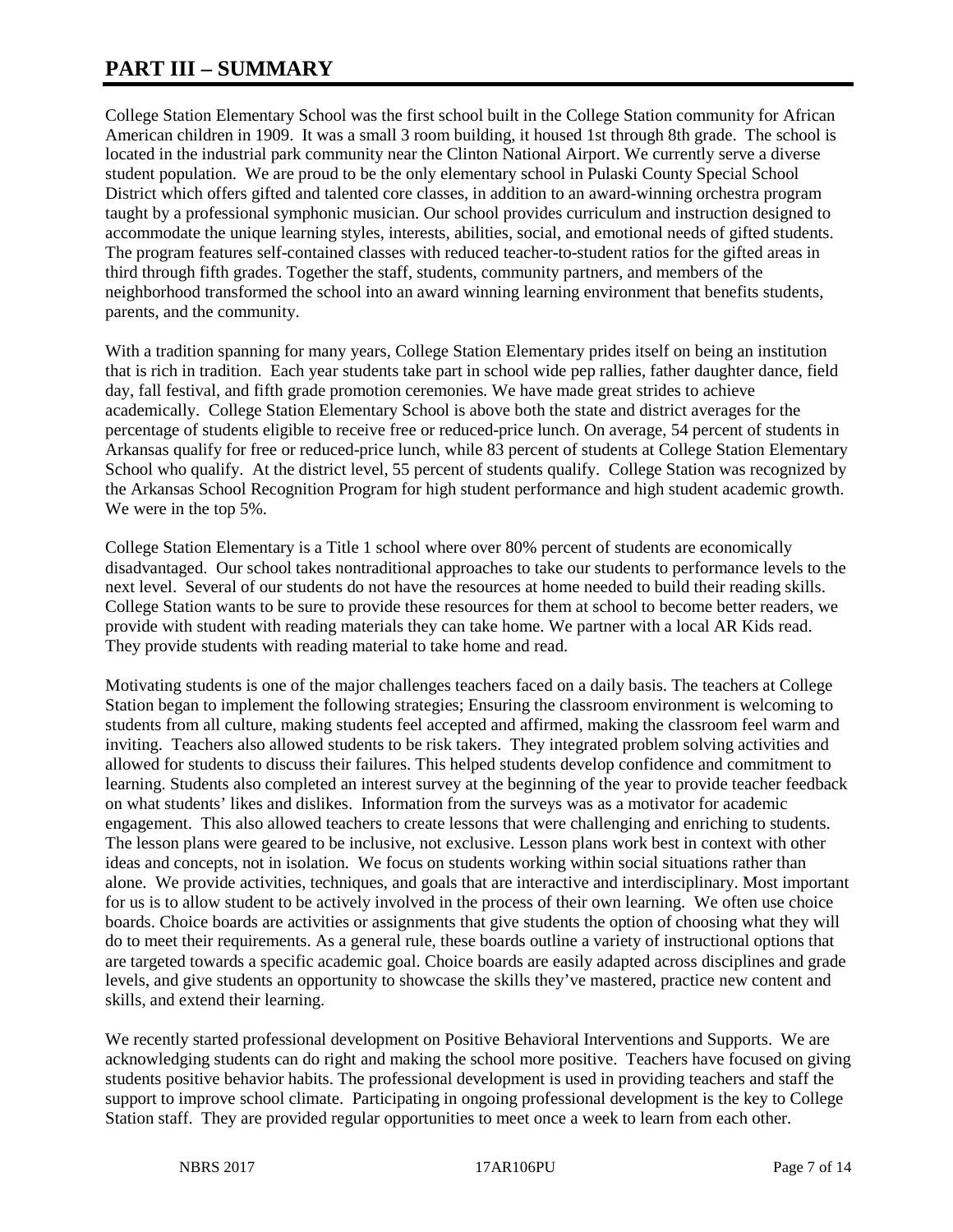# PART III – SUMMARY

College Station Elementary School was the first school built in the College Station community for African American children in 1909. It was a small 3 room building, it housed 1st through 8th grade. The school is located in the industrial park community near the Clinton National Airport. We currently serve a diverse student population. We are proud to be the only elementary school in Pulaski County Special School District which offers gifted and talented core classes, in addition to an award-winning orchestra program taught by a professional symphonic musician. Our school provides curriculum and instruction designed to accommodate the unique learning styles, interests, abilities, social, and emotional needs of gifted students. The program features self-contained classes with reduced teacher-to-student ratios for the gifted areas in third through fifth grades. Together the staff, students, community partners, and members of the neighborhood transformed the school into an award winning learning environment that benefits students, parents, and the community.

With a tradition spanning for many years, College Station Elementary prides itself on being an institution that is rich in tradition. Each year students take part in school wide pep rallies, father daughter dance, field day, fall festival, and fifth grade promotion ceremonies. We have made great strides to achieve academically. College Station Elementary School is above both the state and district averages for the percentage of students eligible to receive free or reduced-price lunch. On average, 54 percent of students in Arkansas qualify for free or reduced-price lunch, while 83 percent of students at College Station Elementary School who qualify. At the district level, 55 percent of students qualify. College Station was recognized by the Arkansas School Recognition Program for high student performance and high student academic growth. We were in the top 5%.

College Station Elementary is a Title 1 school where over 80% percent of students are economically disadvantaged. Our school takes nontraditional approaches to take our students to performance levels to the next level. Several of our students do not have the resources at home needed to build their reading skills. College Station wants to be sure to provide these resources for them at school to become better readers, we provide with student with reading materials they can take home. We partner with a local AR Kids read. They provide students with reading material to take home and read.

Motivating students is one of the major challenges teachers faced on a daily basis. The teachers at College Station began to implement the following strategies; Ensuring the classroom environment is welcoming to students from all culture, making students feel accepted and affirmed, making the classroom feel warm and inviting. Teachers also allowed students to be risk takers. They integrated problem solving activities and allowed for students to discuss their failures. This helped students develop confidence and commitment to learning. Students also completed an interest survey at the beginning of the year to provide teacher feedback on what students' likes and dislikes. Information from the surveys was as a motivator for academic engagement. This also allowed teachers to create lessons that were challenging and enriching to students. The lesson plans were geared to be inclusive, not exclusive. Lesson plans work best in context with other ideas and concepts, not in isolation. We focus on students working within social situations rather than alone. We provide activities, techniques, and goals that are interactive and interdisciplinary. Most important for us is to allow student to be actively involved in the process of their own learning. We often use choice boards. Choice boards are activities or assignments that give students the option of choosing what they will do to meet their requirements. As a general rule, these boards outline a variety of instructional options that are targeted towards a specific academic goal. Choice boards are easily adapted across disciplines and grade levels, and give students an opportunity to showcase the skills they've mastered, practice new content and skills, and extend their learning.

We recently started professional development on Positive Behavioral Interventions and Supports. We are acknowledging students can do right and making the school more positive. Teachers have focused on giving students positive behavior habits. The professional development is used in providing teachers and staff the support to improve school climate. Participating in ongoing professional development is the key to College Station staff. They are provided regular opportunities to meet once a week to learn from each other.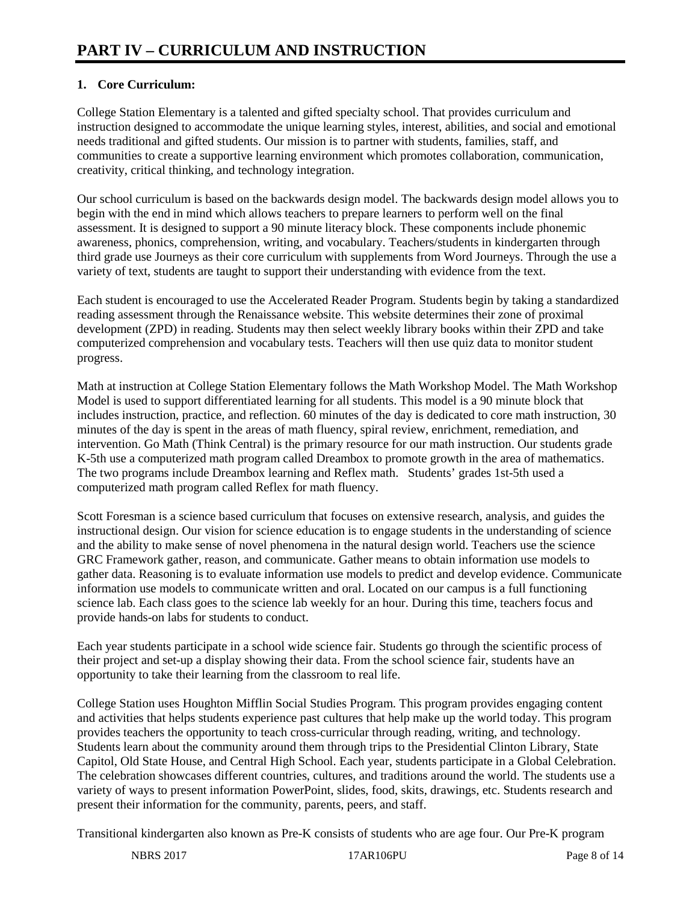# PART IV – CURRICULUM AND INSTRUCTION

**1. Core Curriculum:**

College Station Elementary is a talented and gifted specialty school. That provides curriculum and instruction designed to accommodate the unique learning styles, interest, abilities, and social and emotional needs traditional and gifted students. Our mission is to partner with students, families, staff, and communities to create a supportive learning environment which promotes collaboration, communication, creativity, critical thinking, and technology integration.

Our school curriculum is based on the backwards design model. The backwards design model allows you to begin with the end in mind which allows teachers to prepare learners to perform well on the final assessment. It is designed to support a 90 minute literacy block. These components include phonemic awareness, phonics, comprehension, writing, and vocabulary. Teachers/students in kindergarten through third grade use Journeys as their core curriculum with supplements from Word Journeys. Through the use a variety of text, students are taught to support their understanding with evidence from the text.

Each student is encouraged to use the Accelerated Reader Program. Students begin by taking a standardized reading assessment through the Renaissance website. This website determines their zone of proximal development (ZPD) in reading. Students may then select weekly library books within their ZPD and take computerized comprehension and vocabulary tests. Teachers will then use quiz data to monitor student progress.

Math at instruction at College Station Elementary follows the Math Workshop Model. The Math Workshop Model is used to support differentiated learning for all students. This model is a 90 minute block that includes instruction, practice, and reflection. 60 minutes of the day is dedicated to core math instruction, 30 minutes of the day is spent in the areas of math fluency, spiral review, enrichment, remediation, and intervention. Go Math (Think Central) is the primary resource for our math instruction. Our students grade K-5th use a computerized math program called Dreambox to promote growth in the area of mathematics. The two programs include Dreambox learning and Reflex math. Students' grades 1st-5th used a computerized math program called Reflex for math fluency.

Scott Foresman is a science based curriculum that focuses on extensive research, analysis, and guides the instructional design. Our vision for science education is to engage students in the understanding of science and the ability to make sense of novel phenomena in the natural design world. Teachers use the science GRC Framework gather, reason, and communicate. Gather means to obtain information use models to gather data. Reasoning is to evaluate information use models to predict and develop evidence. Communicate information use models to communicate written and oral. Located on our campus is a full functioning science lab. Each class goes to the science lab weekly for an hour. During this time, teachers focus and provide hands-on labs for students to conduct.

Each year students participate in a school wide science fair. Students go through the scientific process of their project and set-up a display showing their data. From the school science fair, students have an opportunity to take their learning from the classroom to real life.

College Station uses Houghton Mifflin Social Studies Program. This program provides engaging content and activities that helps students experience past cultures that help make up the world today. This program provides teachers the opportunity to teach cross-curricular through reading, writing, and technology. Students learn about the community around them through trips to the Presidential Clinton Library, State Capitol, Old State House, and Central High School. Each year, students participate in a Global Celebration. The celebration showcases different countries, cultures, and traditions around the world. The students use a variety of ways to present information PowerPoint, slides, food, skits, drawings, etc. Students research and present their information for the community, parents, peers, and staff.

Transitional kindergarten also known as Pre-K consists of students who are age four. Our Pre-K program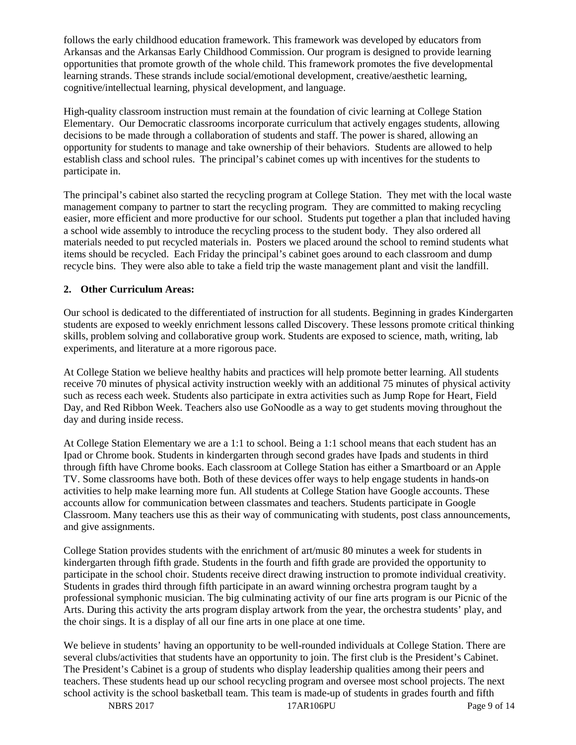follows the early childhood education framework. This framework was developed by educators from Arkansas and the Arkansas Early Childhood Commission. Our program is designed to provide learning opportunities that promote growth of the whole child. This framework promotes the five developmental learning strands. These strands include social/emotional development, creative/aesthetic learning, cognitive/intellectual learning, physical development, and language.

High-quality classroom instruction must remain at the foundation of civic learning at College Station Elementary. Our Democratic classrooms incorporate curriculum that actively engages students, allowing decisions to be made through a collaboration of students and staff. The power is shared, allowing an opportunity for students to manage and take ownership of their behaviors. Students are allowed to help establish class and school rules. The principal's cabinet comes up with incentives for the students to participate in.

The principal's cabinet also started the recycling program at College Station. They met with the local waste management company to partner to start the recycling program. They are committed to making recycling easier, more efficient and more productive for our school. Students put together a plan that included having a school wide assembly to introduce the recycling process to the student body. They also ordered all materials needed to put recycled materials in. Posters we placed around the school to remind students what items should be recycled. Each Friday the principal's cabinet goes around to each classroom and dump recycle bins. They were also able to take a field trip the waste management plant and visit the landfill.

**2. Other Curriculum Areas:**

Our school is dedicated to the differentiated of instruction for all students. Beginning in grades Kindergarten students are exposed to weekly enrichment lessons called Discovery. These lessons promote critical thinking skills, problem solving and collaborative group work. Students are exposed to science, math, writing, lab experiments, and literature at a more rigorous pace.

At College Station we believe healthy habits and practices will help promote better learning. All students receive 70 minutes of physical activity instruction weekly with an additional 75 minutes of physical activity such as recess each week. Students also participate in extra activities such as Jump Rope for Heart, Field Day, and Red Ribbon Week. Teachers also use GoNoodle as a way to get students moving throughout the day and during inside recess.

At College Station Elementary we are a 1:1 to school. Being a 1:1 school means that each student has an Ipad or Chrome book. Students in kindergarten through second grades have Ipads and students in third through fifth have Chrome books. Each classroom at College Station has either a Smartboard or an Apple TV. Some classrooms have both. Both of these devices offer ways to help engage students in hands-on activities to help make learning more fun. All students at College Station have Google accounts. These accounts allow for communication between classmates and teachers. Students participate in Google Classroom. Many teachers use this as their way of communicating with students, post class announcements, and give assignments.

College Station provides students with the enrichment of art/music 80 minutes a week for students in kindergarten through fifth grade. Students in the fourth and fifth grade are provided the opportunity to participate in the school choir. Students receive direct drawing instruction to promote individual creativity. Students in grades third through fifth participate in an award winning orchestra program taught by a professional symphonic musician. The big culminating activity of our fine arts program is our Picnic of the Arts. During this activity the arts program display artwork from the year, the orchestra students' play, and the choir sings. It is a display of all our fine arts in one place at one time.

We believe in students' having an opportunity to be well-rounded individuals at College Station. There are several clubs/activities that students have an opportunity to join. The first club is the President's Cabinet. The President's Cabinet is a group of students who display leadership qualities among their peers and teachers. These students head up our school recycling program and oversee most school projects. The next school activity is the school basketball team. This team is made-up of students in grades fourth and fifth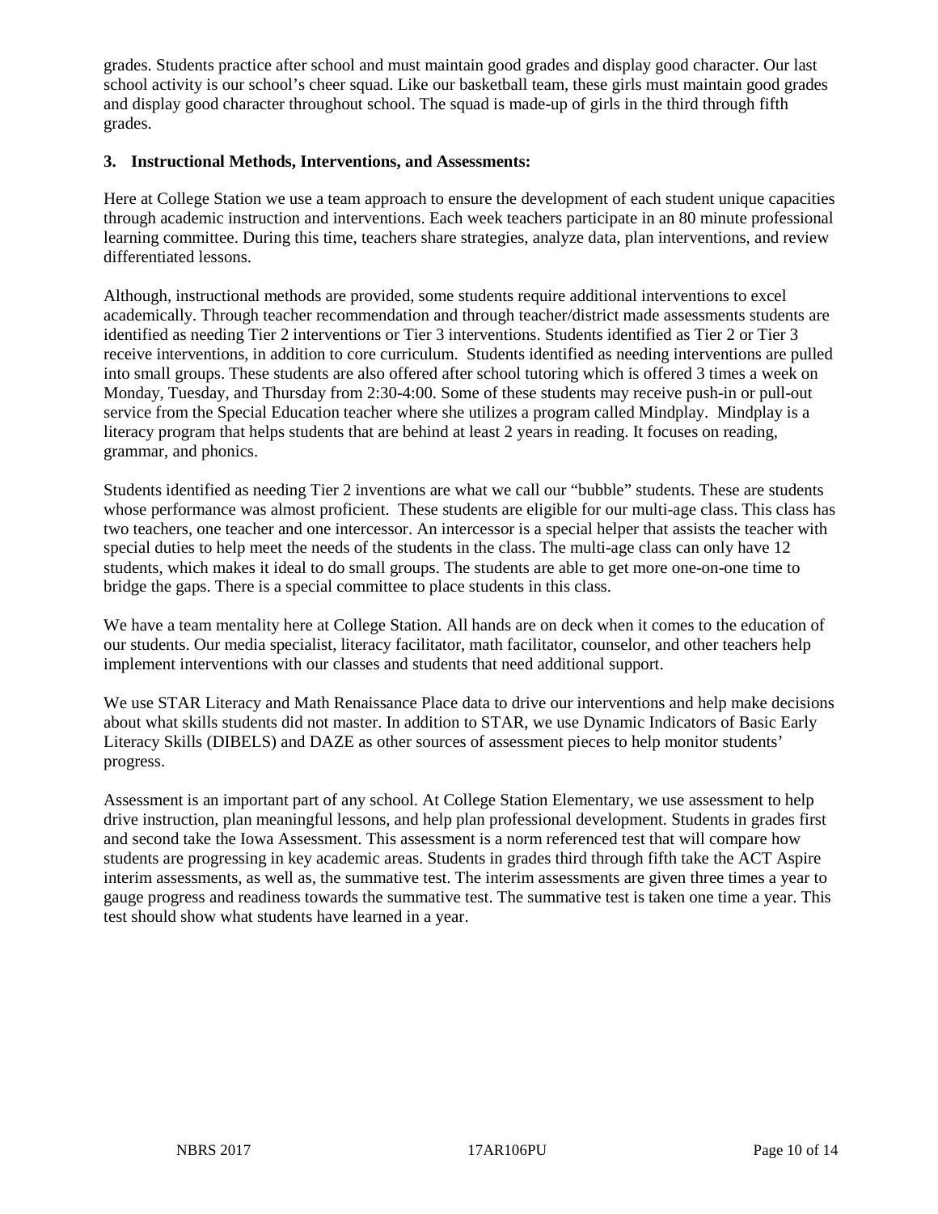grades. Students practice after school and must maintain good grades and display good character. Our last school activity is our school's cheer squad. Like our basketball team, these girls must maintain good grades and display good character throughout school. The squad is made-up of girls in the third through fifth grades.

**3. Instructional Methods, Interventions, and Assessments:**

Here at College Station we use a team approach to ensure the development of each student unique capacities through academic instruction and interventions. Each week teachers participate in an 80 minute professional learning committee. During this time, teachers share strategies, analyze data, plan interventions, and review differentiated lessons.

Although, instructional methods are provided, some students require additional interventions to excel academically. Through teacher recommendation and through teacher/district made assessments students are identified as needing Tier 2 interventions or Tier 3 interventions. Students identified as Tier 2 or Tier 3 receive interventions, in addition to core curriculum. Students identified as needing interventions are pulled into small groups. These students are also offered after school tutoring which is offered 3 times a week on Monday, Tuesday, and Thursday from 2:30-4:00. Some of these students may receive push-in or pull-out service from the Special Education teacher where she utilizes a program called Mindplay. Mindplay is a literacy program that helps students that are behind at least 2 years in reading. It focuses on reading, grammar, and phonics.

Students identified as needing Tier 2 inventions are what we call our "bubble" students. These are students whose performance was almost proficient. These students are eligible for our multi-age class. This class has two teachers, one teacher and one intercessor. An intercessor is a special helper that assists the teacher with special duties to help meet the needs of the students in the class. The multi-age class can only have 12 students, which makes it ideal to do small groups. The students are able to get more one-on-one time to bridge the gaps. There is a special committee to place students in this class.

We have a team mentality here at College Station. All hands are on deck when it comes to the education of our students. Our media specialist, literacy facilitator, math facilitator, counselor, and other teachers help implement interventions with our classes and students that need additional support.

We use STAR Literacy and Math Renaissance Place data to drive our interventions and help make decisions about what skills students did not master. In addition to STAR, we use Dynamic Indicators of Basic Early Literacy Skills (DIBELS) and DAZE as other sources of assessment pieces to help monitor students' progress.

Assessment is an important part of any school. At College Station Elementary, we use assessment to help drive instruction, plan meaningful lessons, and help plan professional development. Students in grades first and second take the Iowa Assessment. This assessment is a norm referenced test that will compare how students are progressing in key academic areas. Students in grades third through fifth take the ACT Aspire interim assessments, as well as, the summative test. The interim assessments are given three times a year to gauge progress and readiness towards the summative test. The summative test is taken one time a year. This test should show what students have learned in a year.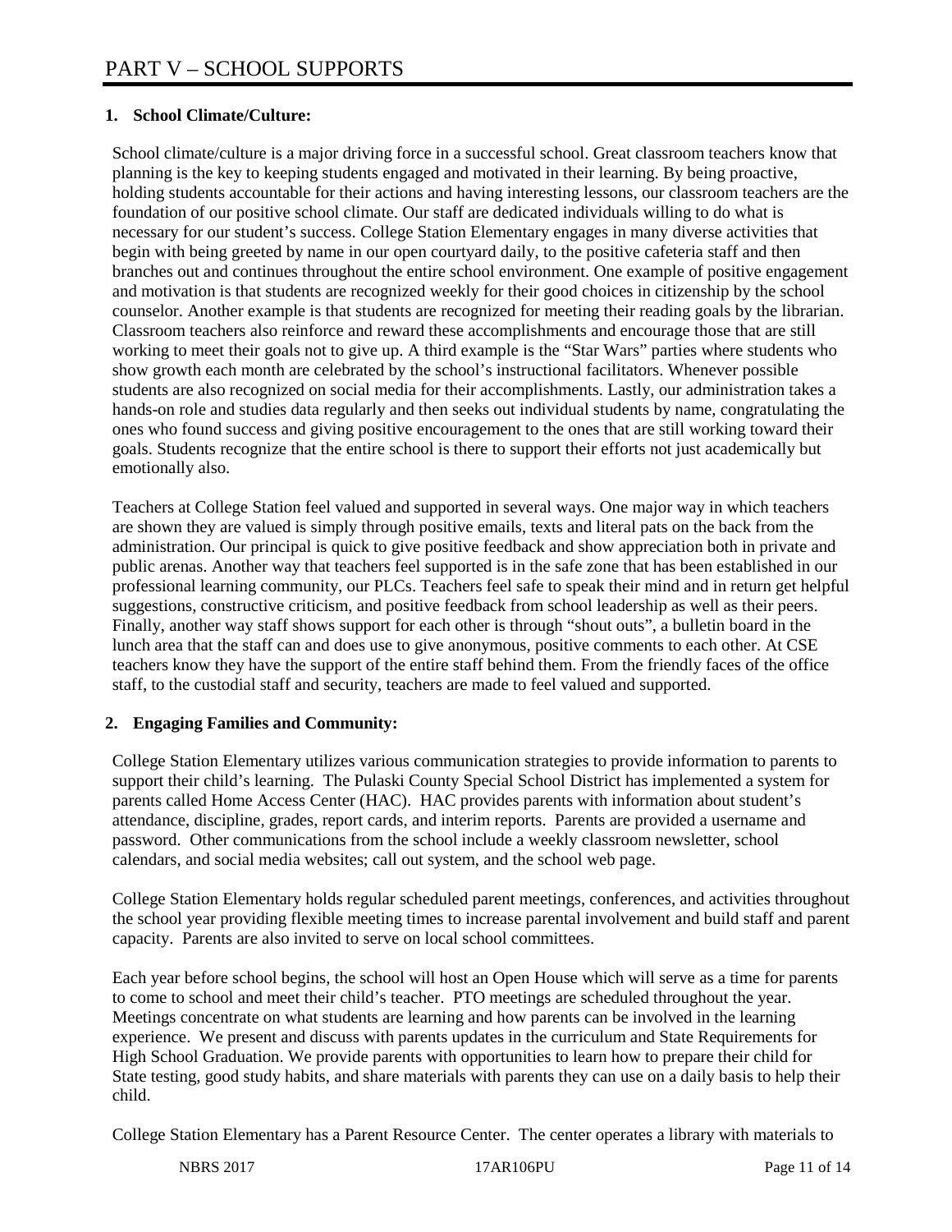# PART V – SCHOOL SUPPORTS

## 1. School Climate/Culture:

School climate/culture is a major driving force in a successful school. Great classroom teachers know that planning is the key to keeping students engaged and motivated in their learning. By being proactive, holding students accountable for their actions and having interesting lessons, our classroom teachers are the foundation of our positive school climate. Our staff are dedicated individuals willing to do what is necessary for our student's success. College Station Elementary engages in many diverse activities that begin with being greeted by name in our open courtyard daily, to the positive cafeteria staff and then branches out and continues throughout the entire school environment. One example of positive engagement and motivation is that students are recognized weekly for their good choices in citizenship by the school counselor. Another example is that students are recognized for meeting their reading goals by the librarian. Classroom teachers also reinforce and reward these accomplishments and encourage those that are still working to meet their goals not to give up. A third example is the "Star Wars" parties where students who show growth each month are celebrated by the school's instructional facilitators. Whenever possible students are also recognized on social media for their accomplishments. Lastly, our administration takes a hands-on role and studies data regularly and then seeks out individual students by name, congratulating the ones who found success and giving positive encouragement to the ones that are still working toward their goals. Students recognize that the entire school is there to support their efforts not just academically but emotionally also.

Teachers at College Station feel valued and supported in several ways. One major way in which teachers are shown they are valued is simply through positive emails, texts and literal pats on the back from the administration. Our principal is quick to give positive feedback and show appreciation both in private and public arenas. Another way that teachers feel supported is in the safe zone that has been established in our professional learning community, our PLCs. Teachers feel safe to speak their mind and in return get helpful suggestions, constructive criticism, and positive feedback from school leadership as well as their peers. Finally, another way staff shows support for each other is through "shout outs", a bulletin board in the lunch area that the staff can and does use to give anonymous, positive comments to each other. At CSE teachers know they have the support of the entire staff behind them. From the friendly faces of the office staff, to the custodial staff and security, teachers are made to feel valued and supported.

## 2. Engaging Families and Community:

College Station Elementary utilizes various communication strategies to provide information to parents to support their child's learning. The Pulaski County Special School District has implemented a system for parents called Home Access Center (HAC). HAC provides parents with information about student's attendance, discipline, grades, report cards, and interim reports. Parents are provided a username and password. Other communications from the school include a weekly classroom newsletter, school calendars, and social media websites; call out system, and the school web page.

College Station Elementary holds regular scheduled parent meetings, conferences, and activities throughout the school year providing flexible meeting times to increase parental involvement and build staff and parent capacity. Parents are also invited to serve on local school committees.

Each year before school begins, the school will host an Open House which will serve as a time for parents to come to school and meet their child's teacher. PTO meetings are scheduled throughout the year. Meetings concentrate on what students are learning and how parents can be involved in the learning experience. We present and discuss with parents updates in the curriculum and State Requirements for High School Graduation. We provide parents with opportunities to learn how to prepare their child for State testing, good study habits, and share materials with parents they can use on a daily basis to help their child.

College Station Elementary has a Parent Resource Center. The center operates a library with materials to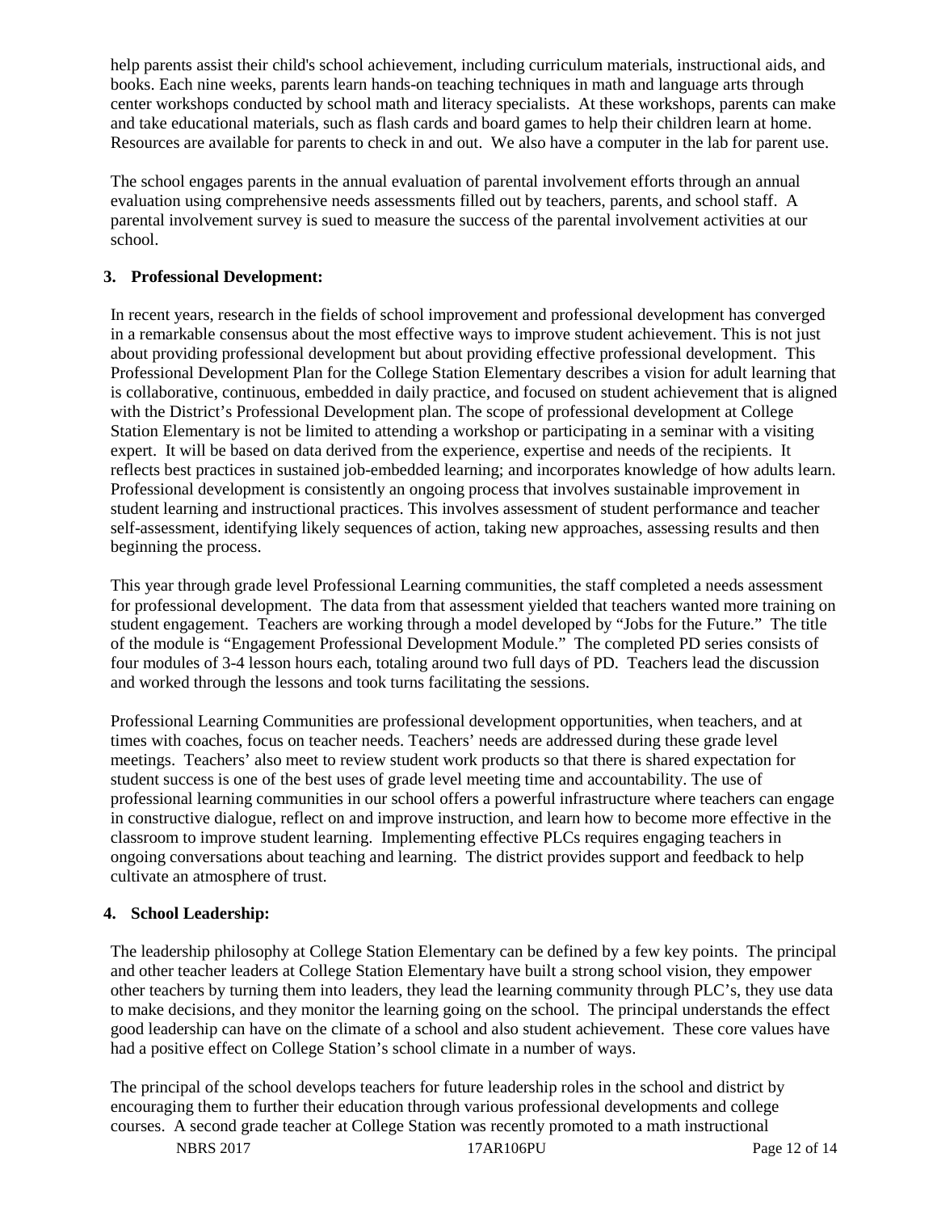help parents assist their child's school achievement, including curriculum materials, instructional aids, and books. Each nine weeks, parents learn hands-on teaching techniques in math and language arts through center workshops conducted by school math and literacy specialists. At these workshops, parents can make and take educational materials, such as flash cards and board games to help their children learn at home. Resources are available for parents to check in and out. We also have a computer in the lab for parent use.

The school engages parents in the annual evaluation of parental involvement efforts through an annual evaluation using comprehensive needs assessments filled out by teachers, parents, and school staff. A parental involvement survey is sued to measure the success of the parental involvement activities at our school.

**3. Professional Development:**

In recent years, research in the fields of school improvement and professional development has converged in a remarkable consensus about the most effective ways to improve student achievement. This is not just about providing professional development but about providing effective professional development. This Professional Development Plan for the College Station Elementary describes a vision for adult learning that is collaborative, continuous, embedded in daily practice, and focused on student achievement that is aligned with the District's Professional Development plan. The scope of professional development at College Station Elementary is not be limited to attending a workshop or participating in a seminar with a visiting expert. It will be based on data derived from the experience, expertise and needs of the recipients. It reflects best practices in sustained job-embedded learning; and incorporates knowledge of how adults learn. Professional development is consistently an ongoing process that involves sustainable improvement in student learning and instructional practices. This involves assessment of student performance and teacher self-assessment, identifying likely sequences of action, taking new approaches, assessing results and then beginning the process.

This year through grade level Professional Learning communities, the staff completed a needs assessment for professional development. The data from that assessment yielded that teachers wanted more training on student engagement. Teachers are working through a model developed by "Jobs for the Future." The title of the module is "Engagement Professional Development Module." The completed PD series consists of four modules of 3-4 lesson hours each, totaling around two full days of PD. Teachers lead the discussion and worked through the lessons and took turns facilitating the sessions.

Professional Learning Communities are professional development opportunities, when teachers, and at times with coaches, focus on teacher needs. Teachers' needs are addressed during these grade level meetings. Teachers' also meet to review student work products so that there is shared expectation for student success is one of the best uses of grade level meeting time and accountability. The use of professional learning communities in our school offers a powerful infrastructure where teachers can engage in constructive dialogue, reflect on and improve instruction, and learn how to become more effective in the classroom to improve student learning. Implementing effective PLCs requires engaging teachers in ongoing conversations about teaching and learning. The district provides support and feedback to help cultivate an atmosphere of trust.

**4. School Leadership:**

The leadership philosophy at College Station Elementary can be defined by a few key points. The principal and other teacher leaders at College Station Elementary have built a strong school vision, they empower other teachers by turning them into leaders, they lead the learning community through PLC's, they use data to make decisions, and they monitor the learning going on the school. The principal understands the effect good leadership can have on the climate of a school and also student achievement. These core values have had a positive effect on College Station's school climate in a number of ways.

The principal of the school develops teachers for future leadership roles in the school and district by encouraging them to further their education through various professional developments and college courses. A second grade teacher at College Station was recently promoted to a math instructional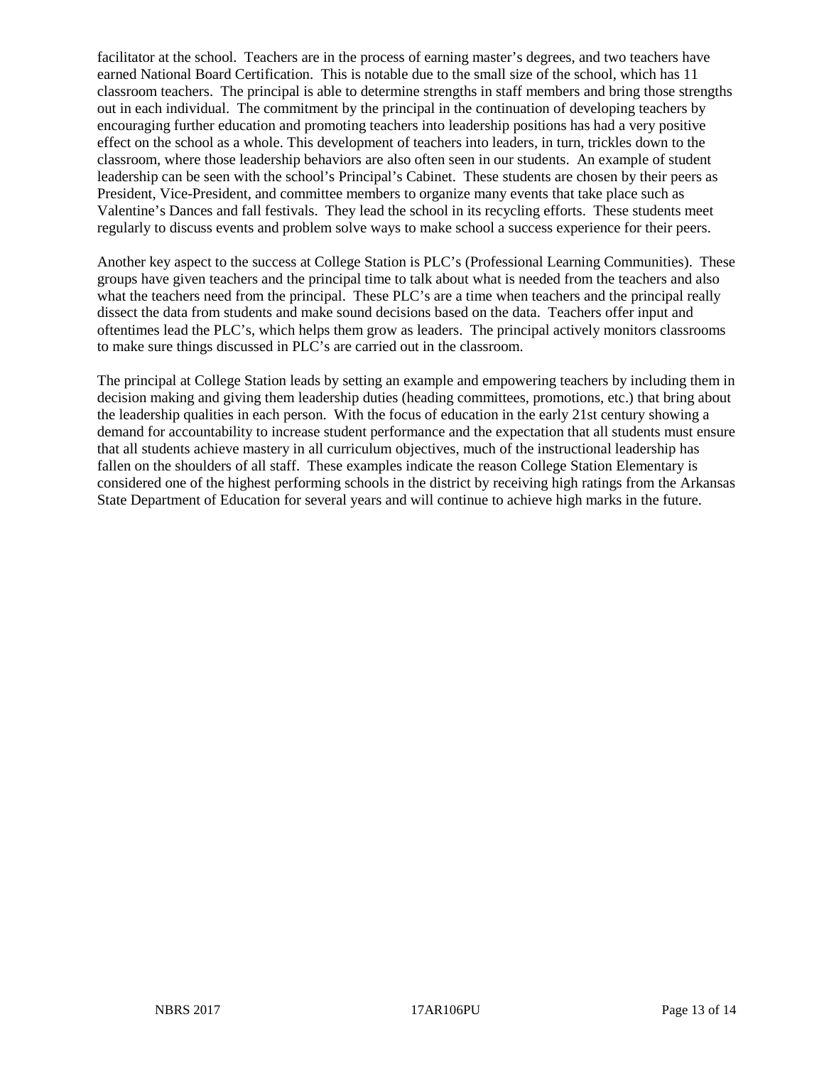facilitator at the school. Teachers are in the process of earning master's degrees, and two teachers have earned National Board Certification. This is notable due to the small size of the school, which has 11 classroom teachers. The principal is able to determine strengths in staff members and bring those strengths out in each individual. The commitment by the principal in the continuation of developing teachers by encouraging further education and promoting teachers into leadership positions has had a very positive effect on the school as a whole. This development of teachers into leaders, in turn, trickles down to the classroom, where those leadership behaviors are also often seen in our students. An example of student leadership can be seen with the school's Principal's Cabinet. These students are chosen by their peers as President, Vice-President, and committee members to organize many events that take place such as Valentine's Dances and fall festivals. They lead the school in its recycling efforts. These students meet regularly to discuss events and problem solve ways to make school a success experience for their peers.

Another key aspect to the success at College Station is PLC's (Professional Learning Communities). These groups have given teachers and the principal time to talk about what is needed from the teachers and also what the teachers need from the principal. These PLC's are a time when teachers and the principal really dissect the data from students and make sound decisions based on the data. Teachers offer input and oftentimes lead the PLC's, which helps them grow as leaders. The principal actively monitors classrooms to make sure things discussed in PLC's are carried out in the classroom.

The principal at College Station leads by setting an example and empowering teachers by including them in decision making and giving them leadership duties (heading committees, promotions, etc.) that bring about the leadership qualities in each person. With the focus of education in the early 21st century showing a demand for accountability to increase student performance and the expectation that all students must ensure that all students achieve mastery in all curriculum objectives, much of the instructional leadership has fallen on the shoulders of all staff. These examples indicate the reason College Station Elementary is considered one of the highest performing schools in the district by receiving high ratings from the Arkansas State Department of Education for several years and will continue to achieve high marks in the future.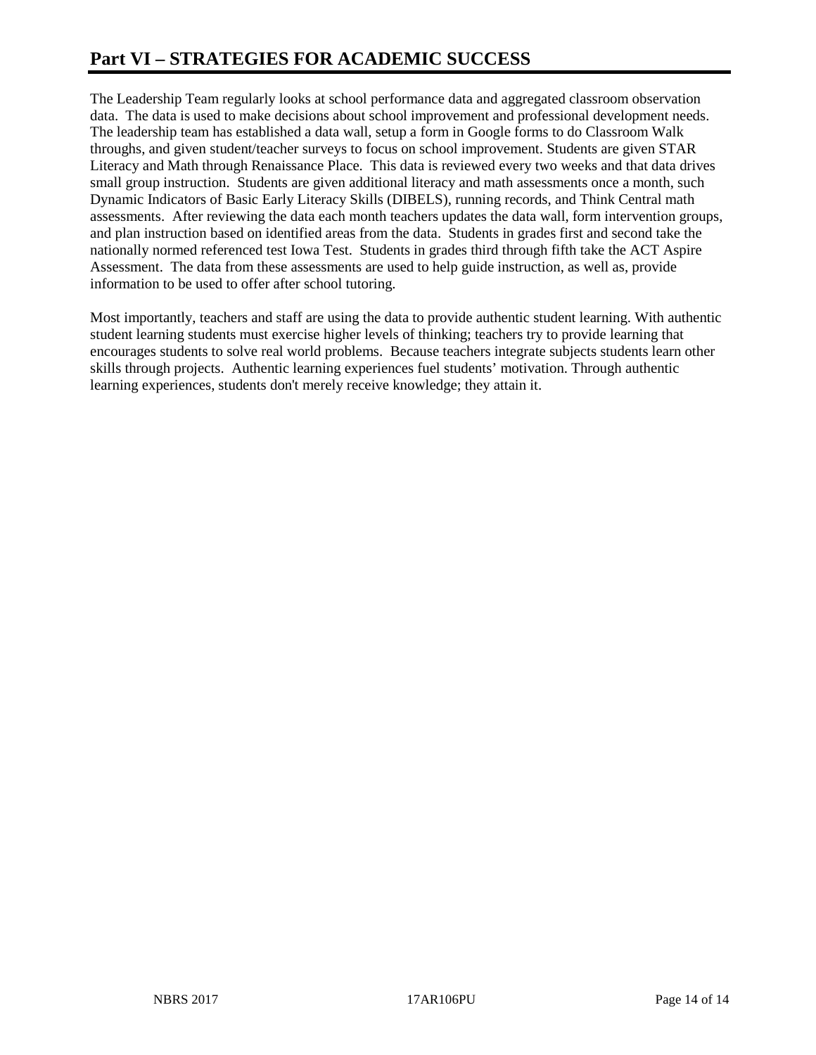# Part VI – STRATEGIES FOR ACADEMIC SUCCESS

The Leadership Team regularly looks at school performance data and aggregated classroom observation data. The data is used to make decisions about school improvement and professional development needs. The leadership team has established a data wall, setup a form in Google forms to do Classroom Walk throughs, and given student/teacher surveys to focus on school improvement. Students are given STAR Literacy and Math through Renaissance Place. This data is reviewed every two weeks and that data drives small group instruction. Students are given additional literacy and math assessments once a month, such Dynamic Indicators of Basic Early Literacy Skills (DIBELS), running records, and Think Central math assessments. After reviewing the data each month teachers updates the data wall, form intervention groups, and plan instruction based on identified areas from the data. Students in grades first and second take the nationally normed referenced test Iowa Test. Students in grades third through fifth take the ACT Aspire Assessment. The data from these assessments are used to help guide instruction, as well as, provide information to be used to offer after school tutoring.

Most importantly, teachers and staff are using the data to provide authentic student learning. With authentic student learning students must exercise higher levels of thinking; teachers try to provide learning that encourages students to solve real world problems. Because teachers integrate subjects students learn other skills through projects. Authentic learning experiences fuel students' motivation. Through authentic learning experiences, students don't merely receive knowledge; they attain it.